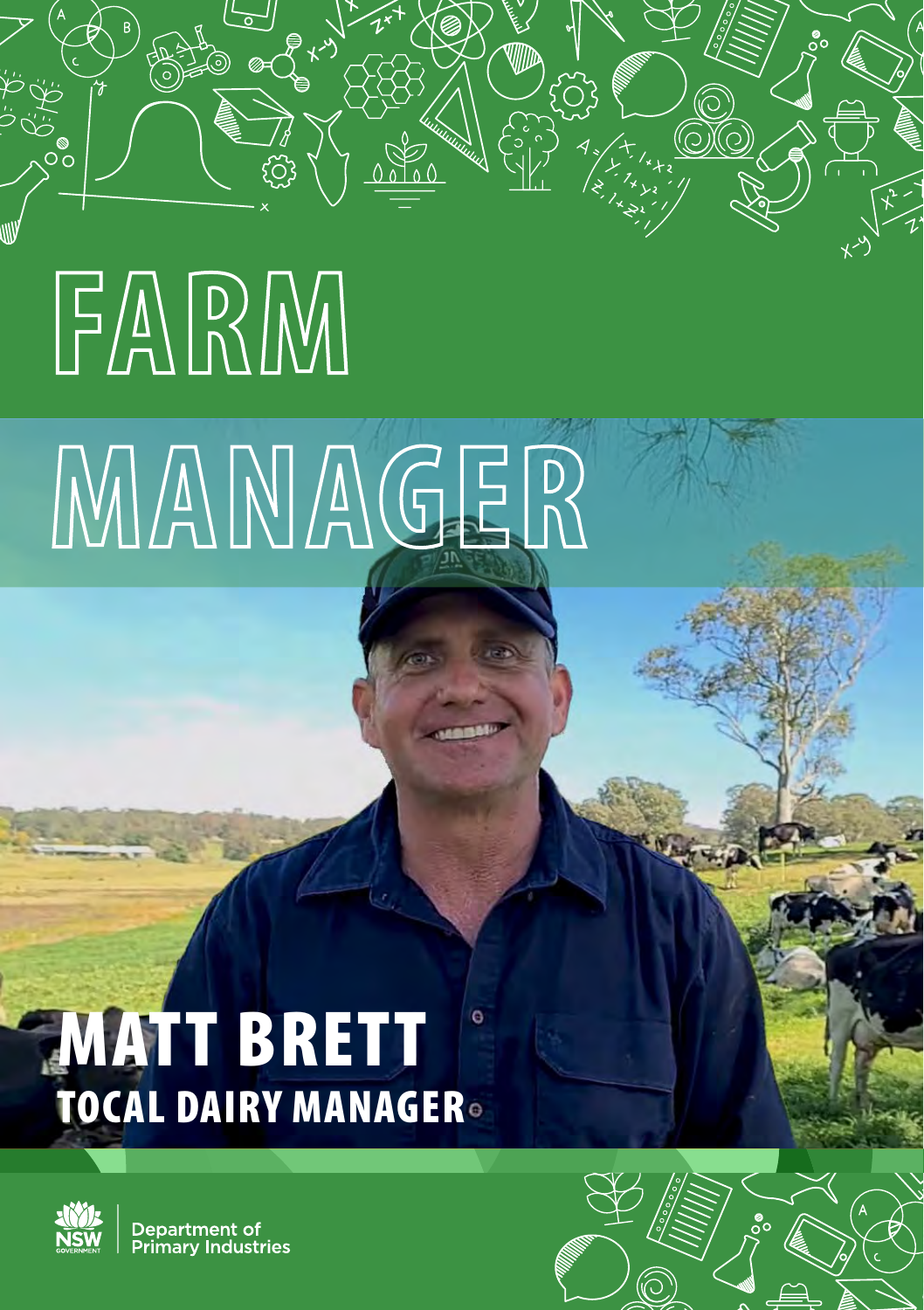# FARM MANAGER

## MATT BRETT

### TOCAL DAIRY MANAGER

Department of Primary Industries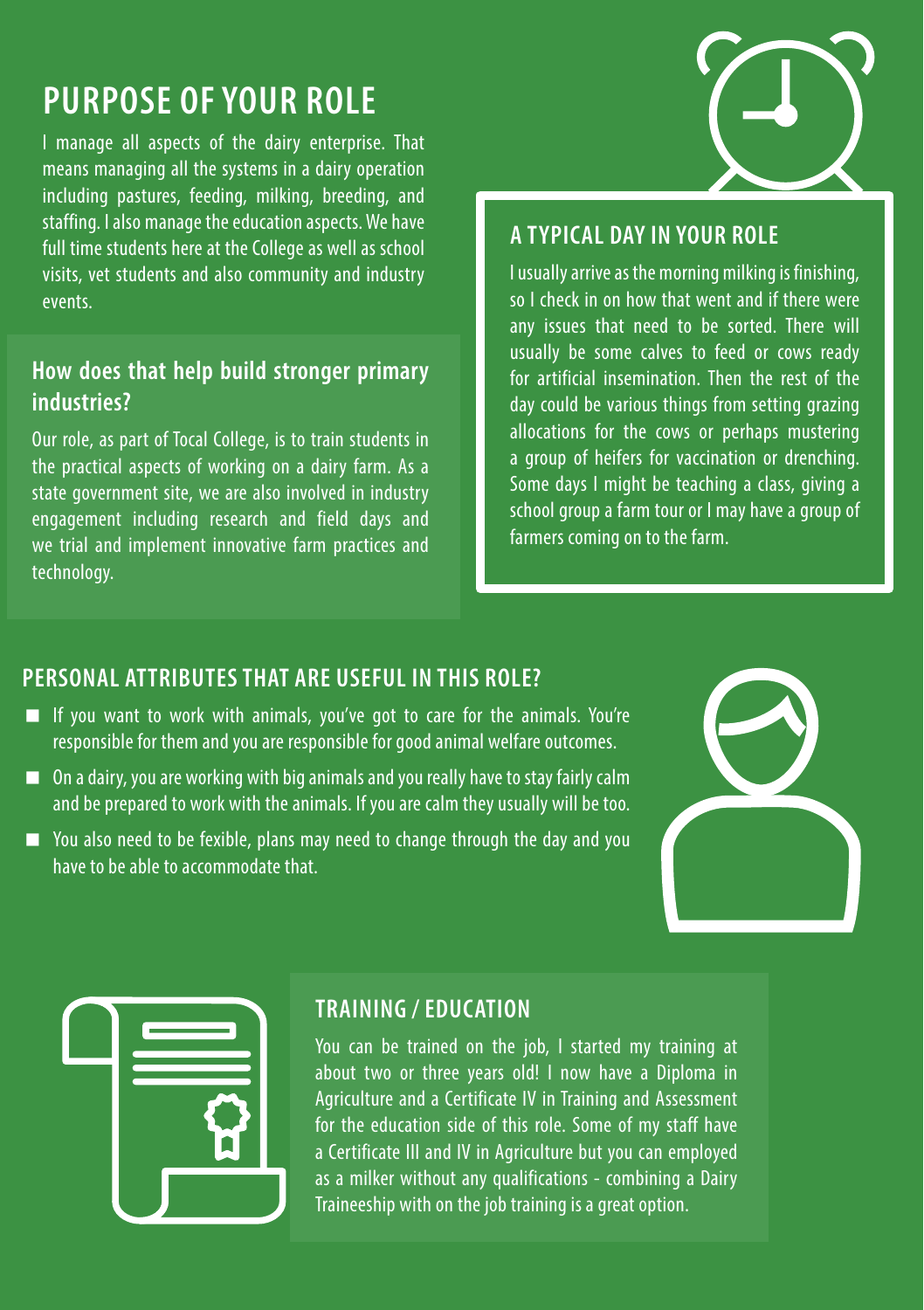## PURPOSE OF YOUR ROLE

I manage all aspects of the dairy enterprise. That means managing all the systems in a dairy operation including pastures, feeding, milking, breeding, and staffing. I also manage the education aspects. We have full time students here at the College as well as school visits, vet students and also community and industry events.

### How does that help build stronger primary industries?

Our role, as part of Tocal College, is to train students in the practical aspects of working on a dairy farm. As a state government site, we are also involved in industry engagement including research and field days and we trial and implement innovative farm practices and technology.

### A TYPICAL DAY IN YOUR ROLE

I usually arrive as the morning milking is finishing, so I check in on how that went and if there were any issues that need to be sorted. There will usually be some calves to feed or cows ready for artificial insemination. Then the rest of the day could be various things from setting grazing allocations for the cows or perhaps mustering a group of heifers for vaccination or drenching. Some days I might be teaching a class, giving a school group a farm tour or I may have a group of farmers coming on to the farm.

### PERSONAL ATTRIBUTES THAT ARE USEFUL IN THIS ROLE?

- If you want to work with animals, you've got to care for the animals. You're responsible for them and you are responsible for good animal welfare outcomes.
- On a dairy, you are working with big animals and you really have to stay fairly calm and be prepared to work with the animals. If you are calm they usually will be too.
- You also need to be fexible, plans may need to change through the day and you have to be able to accommodate that.

### TRAINING / EDUCATION

You can be trained on the job, I started my training at about two or three years old! I now have a Diploma in Agriculture and a Certificate IV in Training and Assessment for the education side of this role. Some of my staff have a Certificate III and IV in Agriculture but you can employed as a milker without any qualifications - combining a Dairy Traineeship with on the job training is a great option.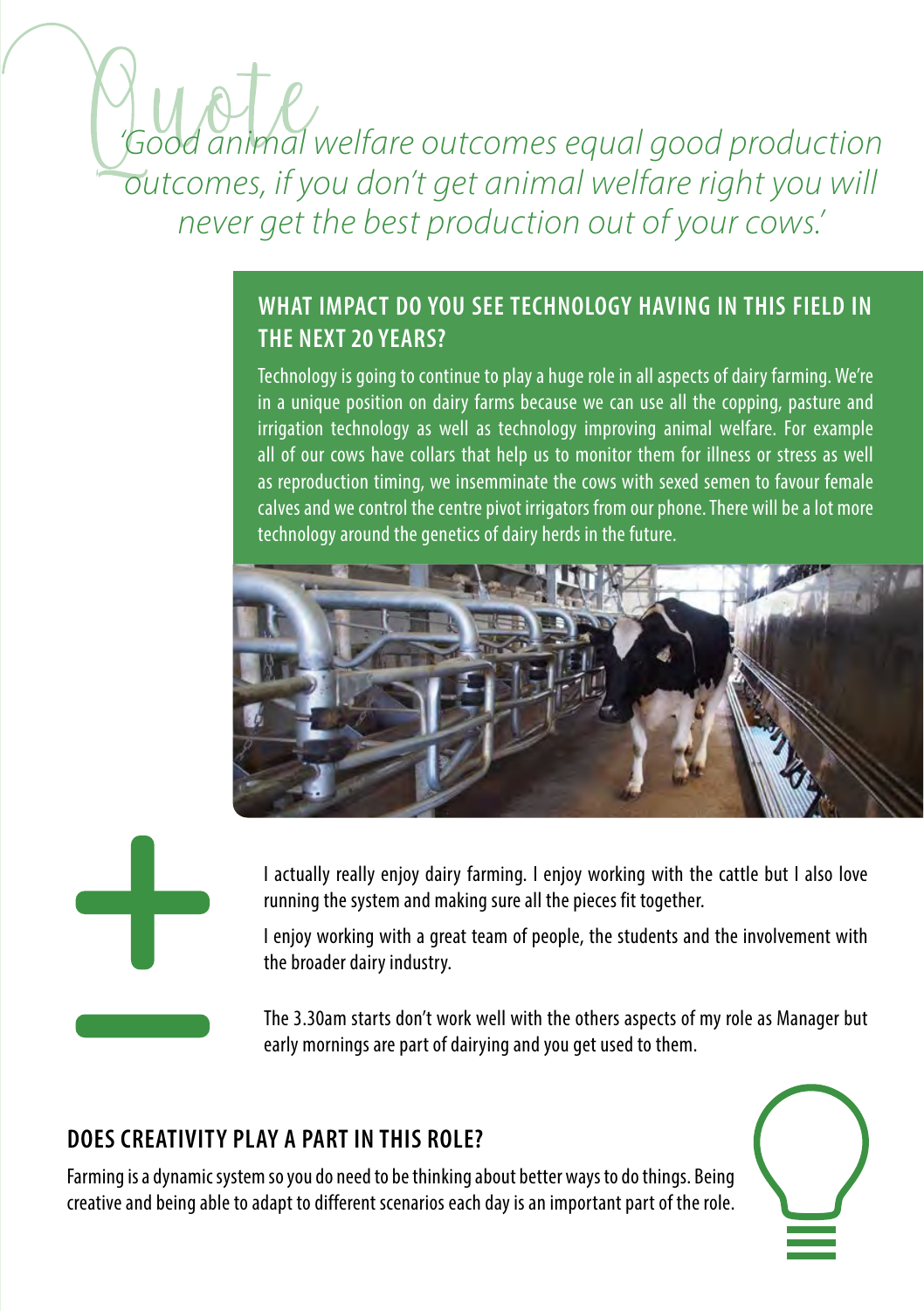*'Good animal welfare outcomes equal good production outcomes, if you don't get animal welfare right you will never get the best production out of your cows.'*

## WHAT IMPACT DO YOU SEE TECHNOLOGY HAVING IN THIS FIELD IN THE NEXT 20 YEARS?

Technology is going to continue to play a huge role in all aspects of dairy farming. We're in a unique position on dairy farms because we can use all the copping, pasture and irrigation technology as well as technology improving animal welfare. For example all of our cows have collars that help us to monitor them for illness or stress as well as reproduction timing, we inseminate the cows with sexed semen to favour female calves and we control the centre pivot irrigators from our phone. There will be a lot more technology around the genetics of dairy herds in the future.

\+

I actually really enjoy dairy farming. I enjoy working with the cattle but I also love running the system and making sure all the pieces fit together.

I enjoy working with a great team of people, the students and the involvement with the broader dairy industry.

−

The 3.30am starts don't work well with the others aspects of my role as Manager but early mornings are part of dairying and you get used to them.

## DOES CREATIVITY PLAY A PART IN THIS ROLE?

Farming is a dynamic system so you do need to be thinking about better ways to do things. Being creative and being able to adapt to different scenarios each day is an important part of the role.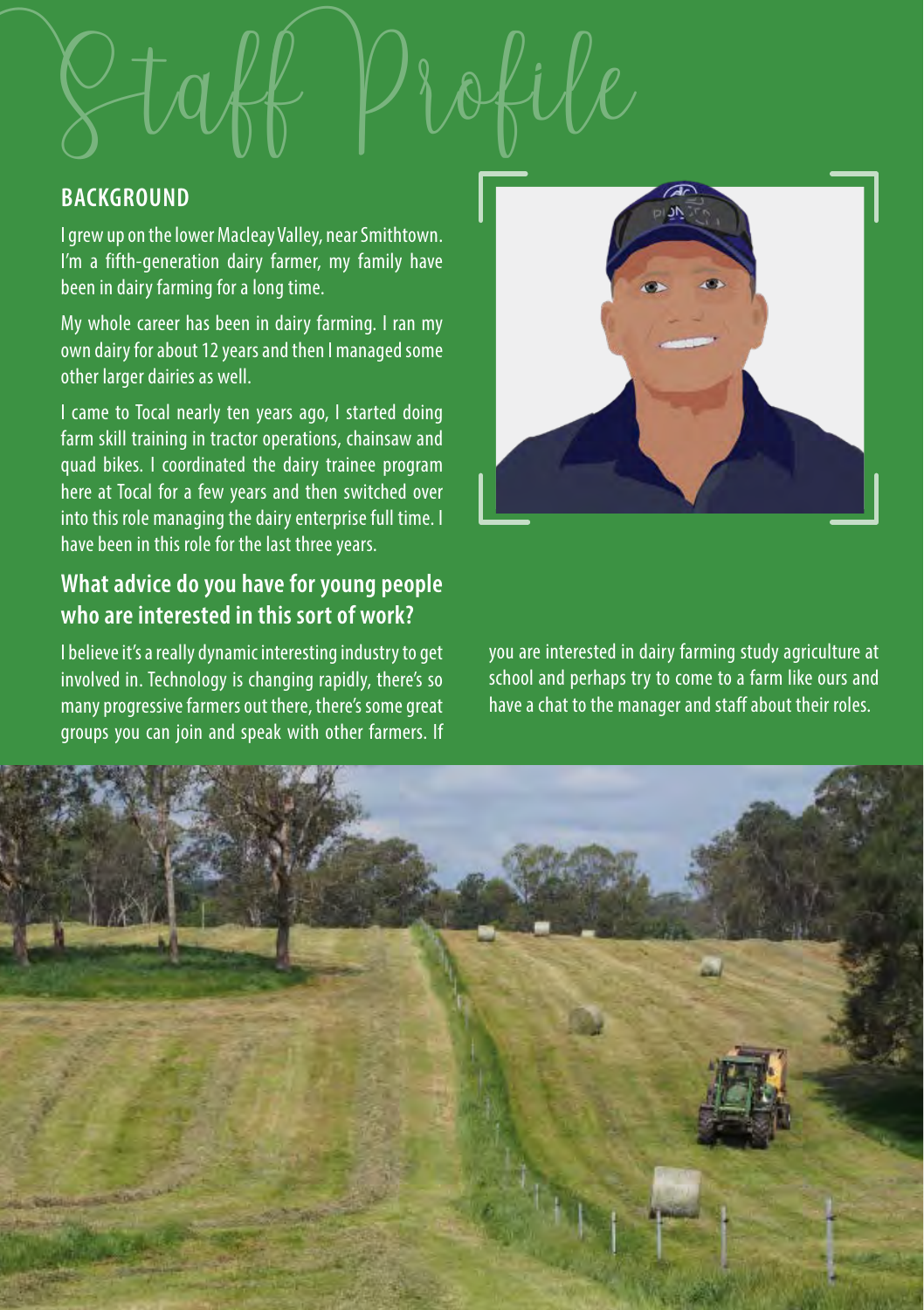# Staff Profile

## BACKGROUND

I grew up on the lower Macleay Valley, near Smithtown. I'm a fifth-generation dairy farmer, my family have been in dairy farming for a long time.

My whole career has been in dairy farming. I ran my own dairy for about 12 years and then I managed some other larger dairies as well.

I came to Tocal nearly ten years ago, I started doing farm skill training in tractor operations, chainsaw and quad bikes. I coordinated the dairy trainee program here at Tocal for a few years and then switched over into this role managing the dairy enterprise full time. I have been in this role for the last three years.

## What advice do you have for young people who are interested in this sort of work?

I believe it's a really dynamic interesting industry to get involved in. Technology is changing rapidly, there's so many progressive farmers out there, there's some great groups you can join and speak with other farmers. If you are interested in dairy farming study agriculture at school and perhaps try to come to a farm like ours and have a chat to the manager and staff about their roles.